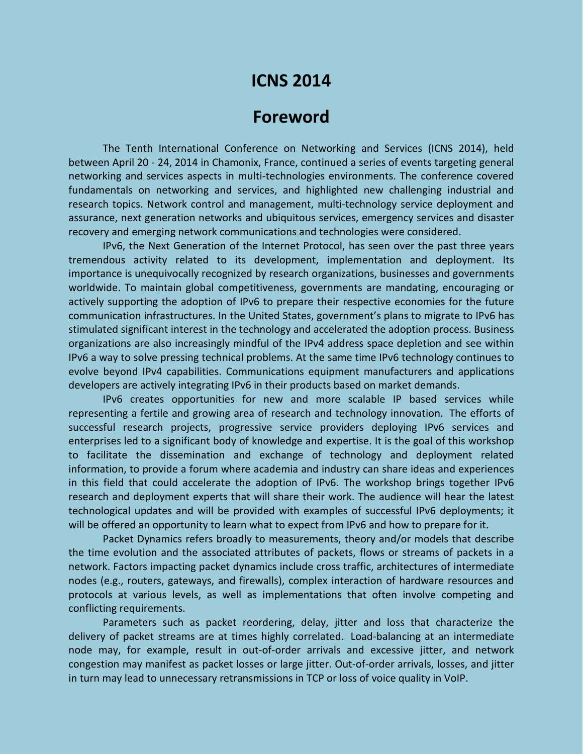# ICNS 2014

## Foreword

The Tenth International Conference on Networking and Services (ICNS 2014), held between April 20 - 24, 2014 in Chamonix, France, continued a series of events targeting general networking and services aspects in multi-technologies environments. The conference covered fundamentals on networking and services, and highlighted new challenging industrial and research topics. Network control and management, multi-technology service deployment and assurance, next generation networks and ubiquitous services, emergency services and disaster recovery and emerging network communications and technologies were considered.

IPv6, the Next Generation of the Internet Protocol, has seen over the past three years tremendous activity related to its development, implementation and deployment. Its importance is unequivocally recognized by research organizations, businesses and governments worldwide. To maintain global competitiveness, governments are mandating, encouraging or actively supporting the adoption of IPv6 to prepare their respective economies for the future communication infrastructures. In the United States, government's plans to migrate to IPv6 has stimulated significant interest in the technology and accelerated the adoption process. Business organizations are also increasingly mindful of the IPv4 address space depletion and see within IPv6 a way to solve pressing technical problems. At the same time IPv6 technology continues to evolve beyond IPv4 capabilities. Communications equipment manufacturers and applications developers are actively integrating IPv6 in their products based on market demands.

IPv6 creates opportunities for new and more scalable IP based services while representing a fertile and growing area of research and technology innovation. The efforts of successful research projects, progressive service providers deploying IPv6 services and enterprises led to a significant body of knowledge and expertise. It is the goal of this workshop to facilitate the dissemination and exchange of technology and deployment related information, to provide a forum where academia and industry can share ideas and experiences in this field that could accelerate the adoption of IPv6. The workshop brings together IPv6 research and deployment experts that will share their work. The audience will hear the latest technological updates and will be provided with examples of successful IPv6 deployments; it will be offered an opportunity to learn what to expect from IPv6 and how to prepare for it.

Packet Dynamics refers broadly to measurements, theory and/or models that describe the time evolution and the associated attributes of packets, flows or streams of packets in a network. Factors impacting packet dynamics include cross traffic, architectures of intermediate nodes (e.g., routers, gateways, and firewalls), complex interaction of hardware resources and protocols at various levels, as well as implementations that often involve competing and conflicting requirements.

Parameters such as packet reordering, delay, jitter and loss that characterize the delivery of packet streams are at times highly correlated. Load-balancing at an intermediate node may, for example, result in out-of-order arrivals and excessive jitter, and network congestion may manifest as packet losses or large jitter. Out-of-order arrivals, losses, and jitter in turn may lead to unnecessary retransmissions in TCP or loss of voice quality in VoIP.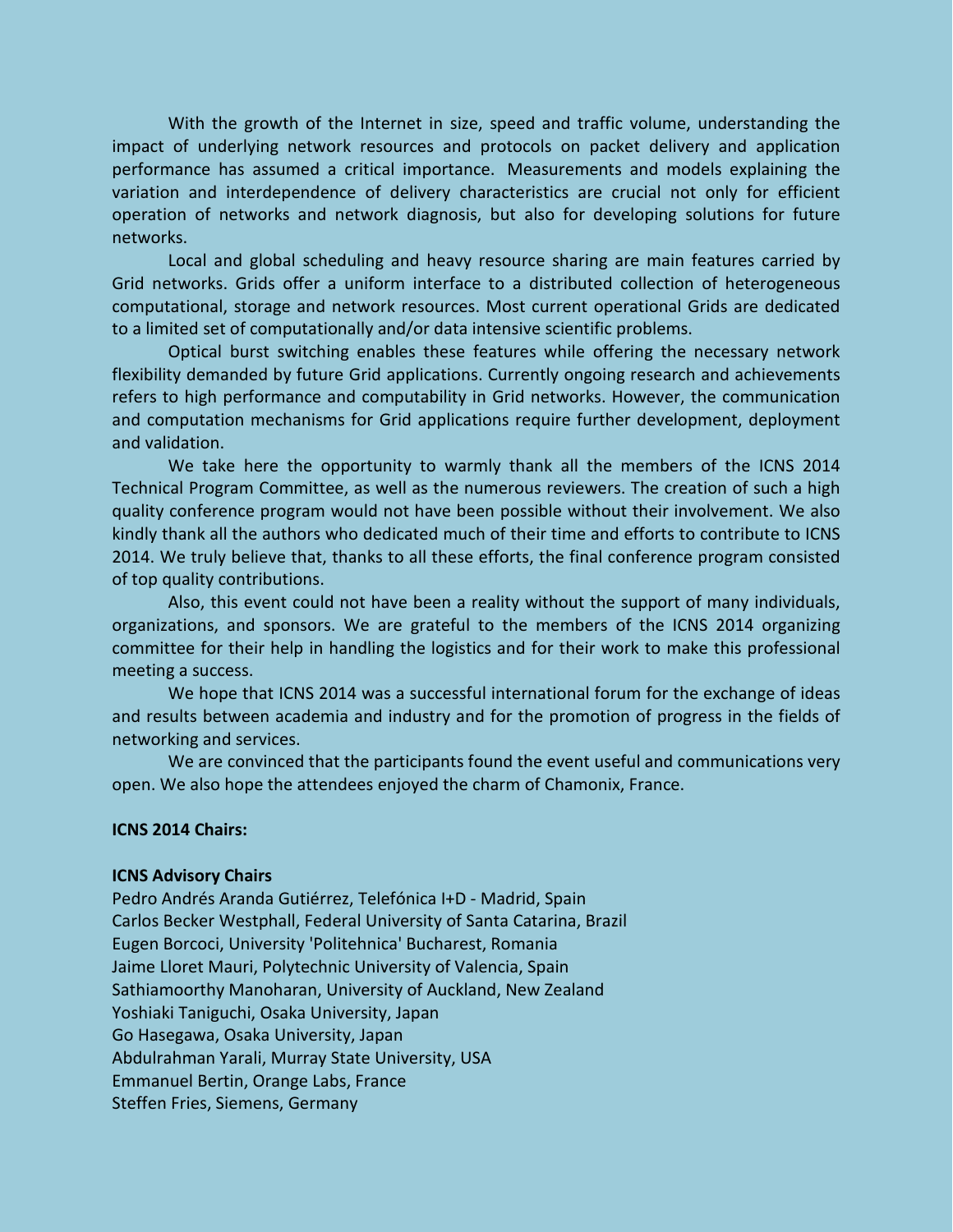With the growth of the Internet in size, speed and traffic volume, understanding the impact of underlying network resources and protocols on packet delivery and application performance has assumed a critical importance. Measurements and models explaining the variation and interdependence of delivery characteristics are crucial not only for efficient operation of networks and network diagnosis, but also for developing solutions for future networks.

Local and global scheduling and heavy resource sharing are main features carried by Grid networks. Grids offer a uniform interface to a distributed collection of heterogeneous computational, storage and network resources. Most current operational Grids are dedicated to a limited set of computationally and/or data intensive scientific problems.

Optical burst switching enables these features while offering the necessary network flexibility demanded by future Grid applications. Currently ongoing research and achievements refers to high performance and computability in Grid networks. However, the communication and computation mechanisms for Grid applications require further development, deployment and validation.

We take here the opportunity to warmly thank all the members of the ICNS 2014 Technical Program Committee, as well as the numerous reviewers. The creation of such a high quality conference program would not have been possible without their involvement. We also kindly thank all the authors who dedicated much of their time and efforts to contribute to ICNS 2014. We truly believe that, thanks to all these efforts, the final conference program consisted of top quality contributions.

Also, this event could not have been a reality without the support of many individuals, organizations, and sponsors. We are grateful to the members of the ICNS 2014 organizing committee for their help in handling the logistics and for their work to make this professional meeting a success.

We hope that ICNS 2014 was a successful international forum for the exchange of ideas and results between academia and industry and for the promotion of progress in the fields of networking and services.

We are convinced that the participants found the event useful and communications very open. We also hope the attendees enjoyed the charm of Chamonix, France.

**ICNS 2014 Chairs:**

**ICNS Advisory Chairs**

Pedro Andrés Aranda Gutiérrez, Telefónica I+D - Madrid, Spain
Carlos Becker Westphall, Federal University of Santa Catarina, Brazil
Eugen Borcoci, University 'Politehnica' Bucharest, Romania
Jaime Lloret Mauri, Polytechnic University of Valencia, Spain
Sathiamoorthy Manoharan, University of Auckland, New Zealand
Yoshiaki Taniguchi, Osaka University, Japan
Go Hasegawa, Osaka University, Japan
Abdulrahman Yarali, Murray State University, USA
Emmanuel Bertin, Orange Labs, France
Steffen Fries, Siemens, Germany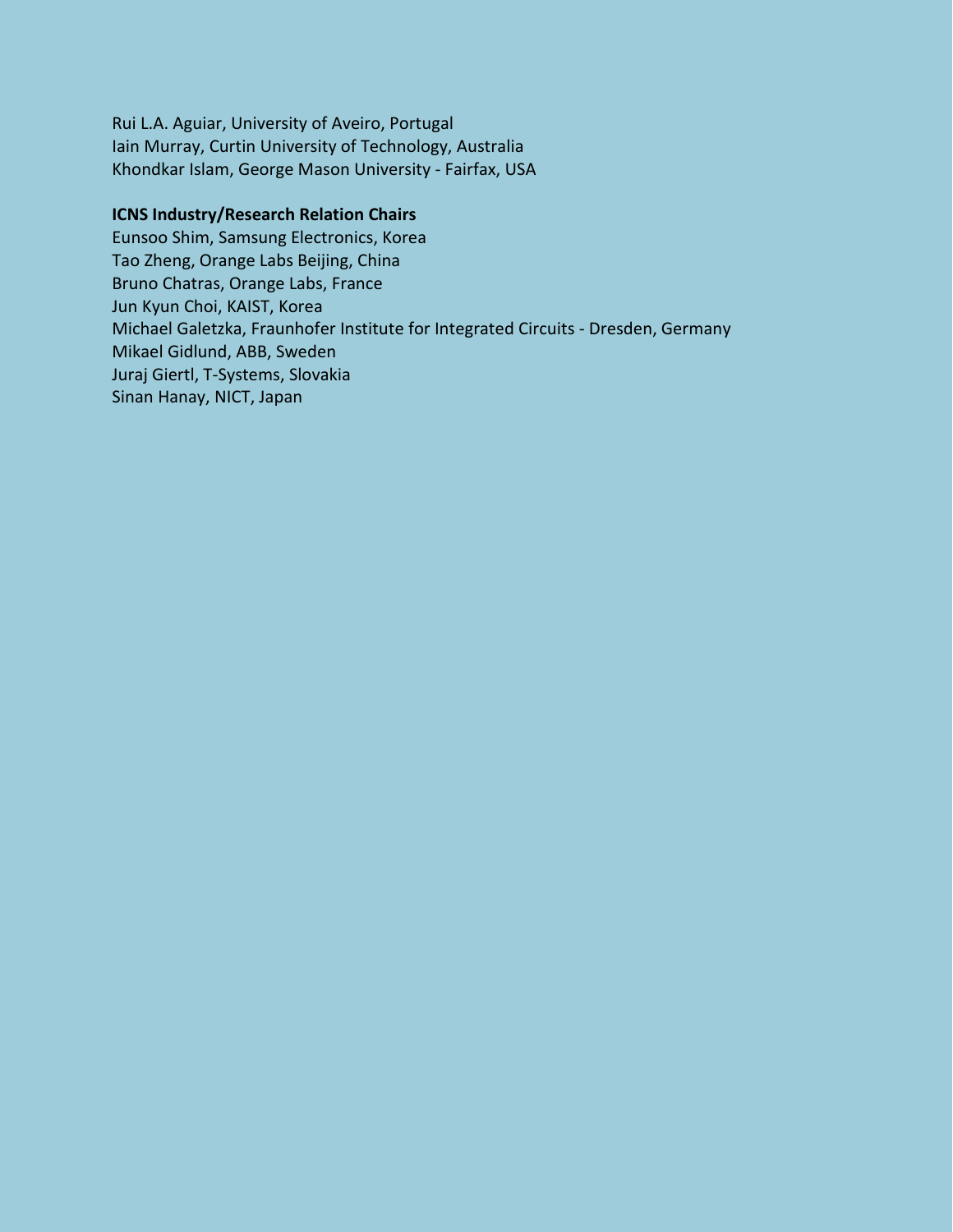Rui L.A. Aguiar, University of Aveiro, Portugal
Iain Murray, Curtin University of Technology, Australia
Khondkar Islam, George Mason University - Fairfax, USA

**ICNS Industry/Research Relation Chairs**

Eunsoo Shim, Samsung Electronics, Korea
Tao Zheng, Orange Labs Beijing, China
Bruno Chatras, Orange Labs, France
Jun Kyun Choi, KAIST, Korea
Michael Galetzka, Fraunhofer Institute for Integrated Circuits - Dresden, Germany
Mikael Gidlund, ABB, Sweden
Juraj Giertl, T-Systems, Slovakia
Sinan Hanay, NICT, Japan